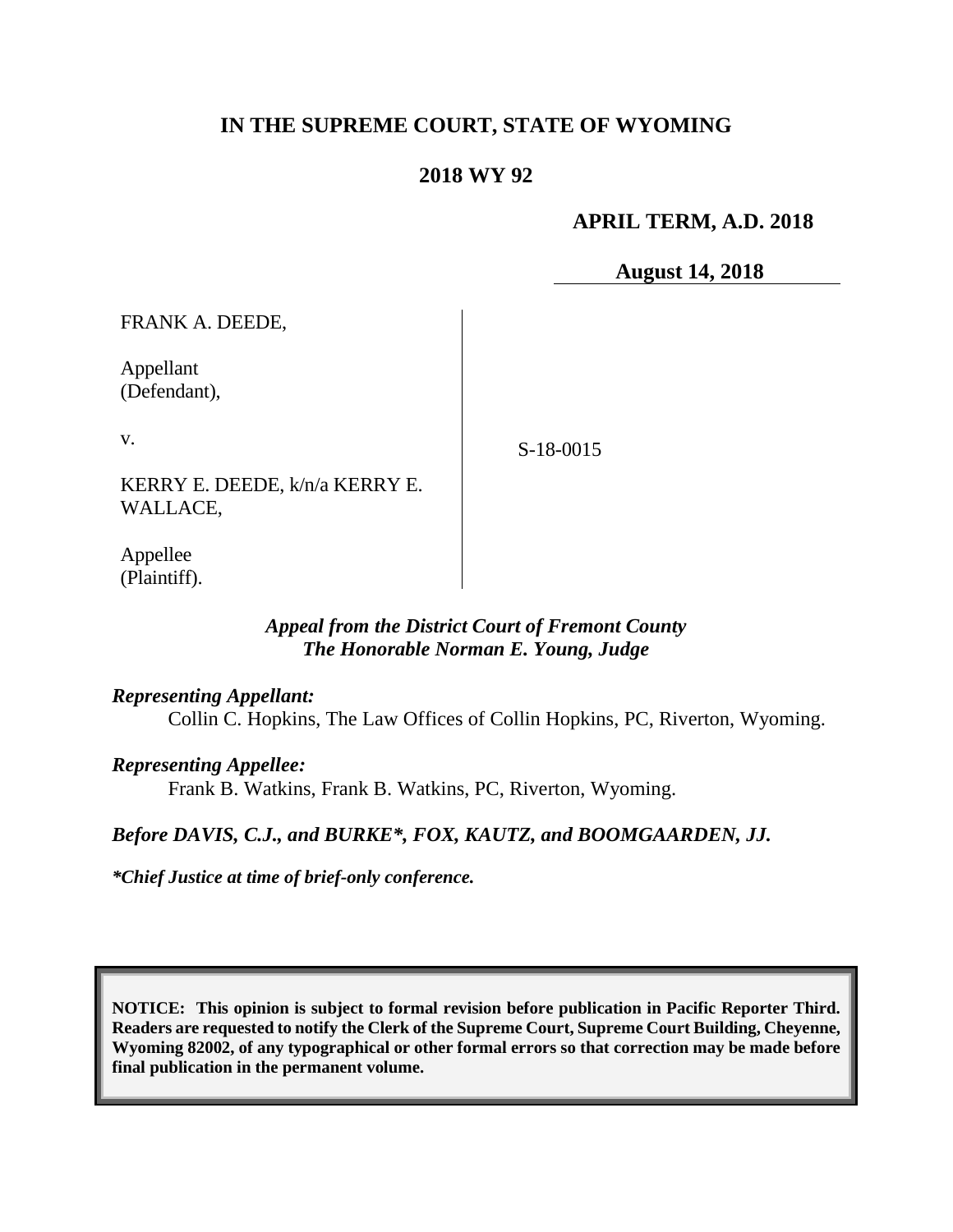# IN THE SUPREME COURT, STATE OF WYOMING

## 2018 WY 92

**APRIL TERM, A.D. 2018**

**August 14, 2018**

| | |
|---|---|
| FRANK A. DEEDE,<br><br>Appellant<br>(Defendant),<br><br>v.<br><br>KERRY E. DEEDE, k/n/a KERRY E. WALLACE,<br><br>Appellee<br>(Plaintiff). | S-18-0015 |

***Appeal from the District Court of Fremont County***
***The Honorable Norman E. Young, Judge***

***Representing Appellant:***
Collin C. Hopkins, The Law Offices of Collin Hopkins, PC, Riverton, Wyoming.

***Representing Appellee:***
Frank B. Watkins, Frank B. Watkins, PC, Riverton, Wyoming.

***Before DAVIS, C.J., and BURKE\*, FOX, KAUTZ, and BOOMGAARDEN, JJ.***

***\*Chief Justice at time of brief-only conference.***

**NOTICE: This opinion is subject to formal revision before publication in Pacific Reporter Third. Readers are requested to notify the Clerk of the Supreme Court, Supreme Court Building, Cheyenne, Wyoming 82002, of any typographical or other formal errors so that correction may be made before final publication in the permanent volume.**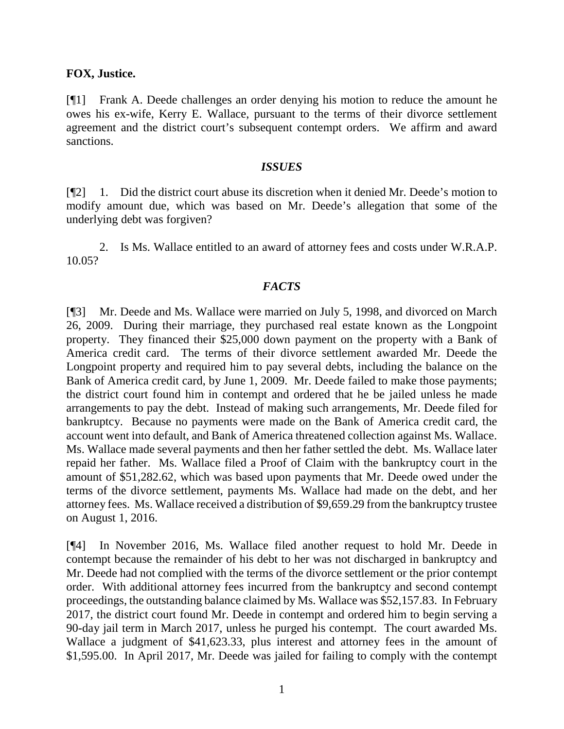**FOX, Justice.**

[¶1] Frank A. Deede challenges an order denying his motion to reduce the amount he owes his ex-wife, Kerry E. Wallace, pursuant to the terms of their divorce settlement agreement and the district court's subsequent contempt orders. We affirm and award sanctions.

### *ISSUES*

[¶2] 1. Did the district court abuse its discretion when it denied Mr. Deede's motion to modify amount due, which was based on Mr. Deede's allegation that some of the underlying debt was forgiven?

2. Is Ms. Wallace entitled to an award of attorney fees and costs under W.R.A.P. 10.05?

### *FACTS*

[¶3] Mr. Deede and Ms. Wallace were married on July 5, 1998, and divorced on March 26, 2009. During their marriage, they purchased real estate known as the Longpoint property. They financed their $25,000 down payment on the property with a Bank of America credit card. The terms of their divorce settlement awarded Mr. Deede the Longpoint property and required him to pay several debts, including the balance on the Bank of America credit card, by June 1, 2009. Mr. Deede failed to make those payments; the district court found him in contempt and ordered that he be jailed unless he made arrangements to pay the debt. Instead of making such arrangements, Mr. Deede filed for bankruptcy. Because no payments were made on the Bank of America credit card, the account went into default, and Bank of America threatened collection against Ms. Wallace. Ms. Wallace made several payments and then her father settled the debt. Ms. Wallace later repaid her father. Ms. Wallace filed a Proof of Claim with the bankruptcy court in the amount of $51,282.62, which was based upon payments that Mr. Deede owed under the terms of the divorce settlement, payments Ms. Wallace had made on the debt, and her attorney fees. Ms. Wallace received a distribution of $9,659.29 from the bankruptcy trustee on August 1, 2016.

[¶4] In November 2016, Ms. Wallace filed another request to hold Mr. Deede in contempt because the remainder of his debt to her was not discharged in bankruptcy and Mr. Deede had not complied with the terms of the divorce settlement or the prior contempt order. With additional attorney fees incurred from the bankruptcy and second contempt proceedings, the outstanding balance claimed by Ms. Wallace was $52,157.83. In February 2017, the district court found Mr. Deede in contempt and ordered him to begin serving a 90-day jail term in March 2017, unless he purged his contempt. The court awarded Ms. Wallace a judgment of $41,623.33, plus interest and attorney fees in the amount of $1,595.00. In April 2017, Mr. Deede was jailed for failing to comply with the contempt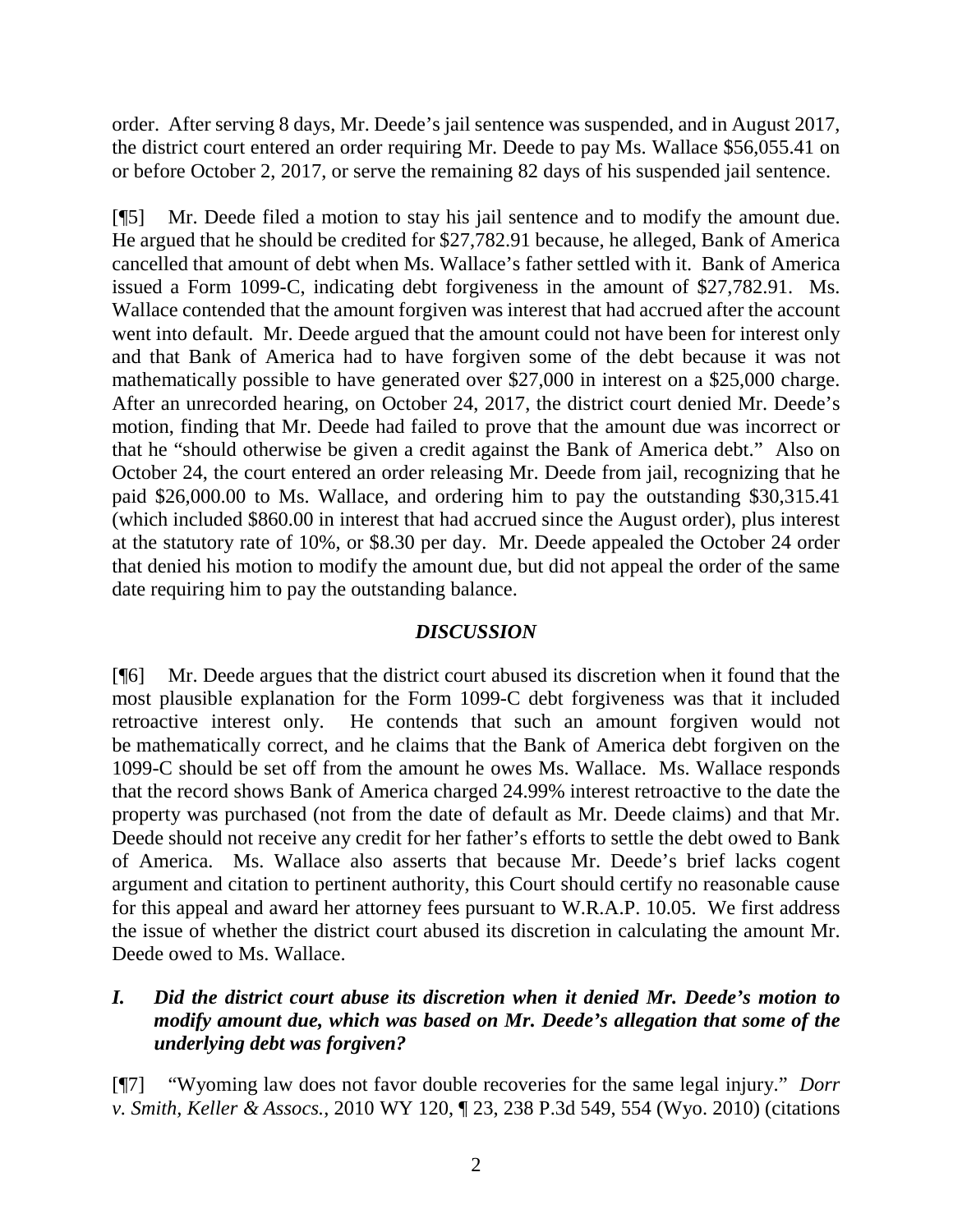order. After serving 8 days, Mr. Deede's jail sentence was suspended, and in August 2017, the district court entered an order requiring Mr. Deede to pay Ms. Wallace $56,055.41 on or before October 2, 2017, or serve the remaining 82 days of his suspended jail sentence.

[¶5] Mr. Deede filed a motion to stay his jail sentence and to modify the amount due. He argued that he should be credited for $27,782.91 because, he alleged, Bank of America cancelled that amount of debt when Ms. Wallace's father settled with it. Bank of America issued a Form 1099-C, indicating debt forgiveness in the amount of $27,782.91. Ms. Wallace contended that the amount forgiven was interest that had accrued after the account went into default. Mr. Deede argued that the amount could not have been for interest only and that Bank of America had to have forgiven some of the debt because it was not mathematically possible to have generated over $27,000 in interest on a $25,000 charge. After an unrecorded hearing, on October 24, 2017, the district court denied Mr. Deede's motion, finding that Mr. Deede had failed to prove that the amount due was incorrect or that he "should otherwise be given a credit against the Bank of America debt." Also on October 24, the court entered an order releasing Mr. Deede from jail, recognizing that he paid $26,000.00 to Ms. Wallace, and ordering him to pay the outstanding $30,315.41 (which included $860.00 in interest that had accrued since the August order), plus interest at the statutory rate of 10%, or $8.30 per day. Mr. Deede appealed the October 24 order that denied his motion to modify the amount due, but did not appeal the order of the same date requiring him to pay the outstanding balance.

## *DISCUSSION*

[¶6] Mr. Deede argues that the district court abused its discretion when it found that the most plausible explanation for the Form 1099-C debt forgiveness was that it included retroactive interest only. He contends that such an amount forgiven would not be mathematically correct, and he claims that the Bank of America debt forgiven on the 1099-C should be set off from the amount he owes Ms. Wallace. Ms. Wallace responds that the record shows Bank of America charged 24.99% interest retroactive to the date the property was purchased (not from the date of default as Mr. Deede claims) and that Mr. Deede should not receive any credit for her father's efforts to settle the debt owed to Bank of America. Ms. Wallace also asserts that because Mr. Deede's brief lacks cogent argument and citation to pertinent authority, this Court should certify no reasonable cause for this appeal and award her attorney fees pursuant to W.R.A.P. 10.05. We first address the issue of whether the district court abused its discretion in calculating the amount Mr. Deede owed to Ms. Wallace.

### *I. Did the district court abuse its discretion when it denied Mr. Deede's motion to modify amount due, which was based on Mr. Deede's allegation that some of the underlying debt was forgiven?*

[¶7] "Wyoming law does not favor double recoveries for the same legal injury." *Dorr v. Smith, Keller & Assocs.*, 2010 WY 120, ¶ 23, 238 P.3d 549, 554 (Wyo. 2010) (citations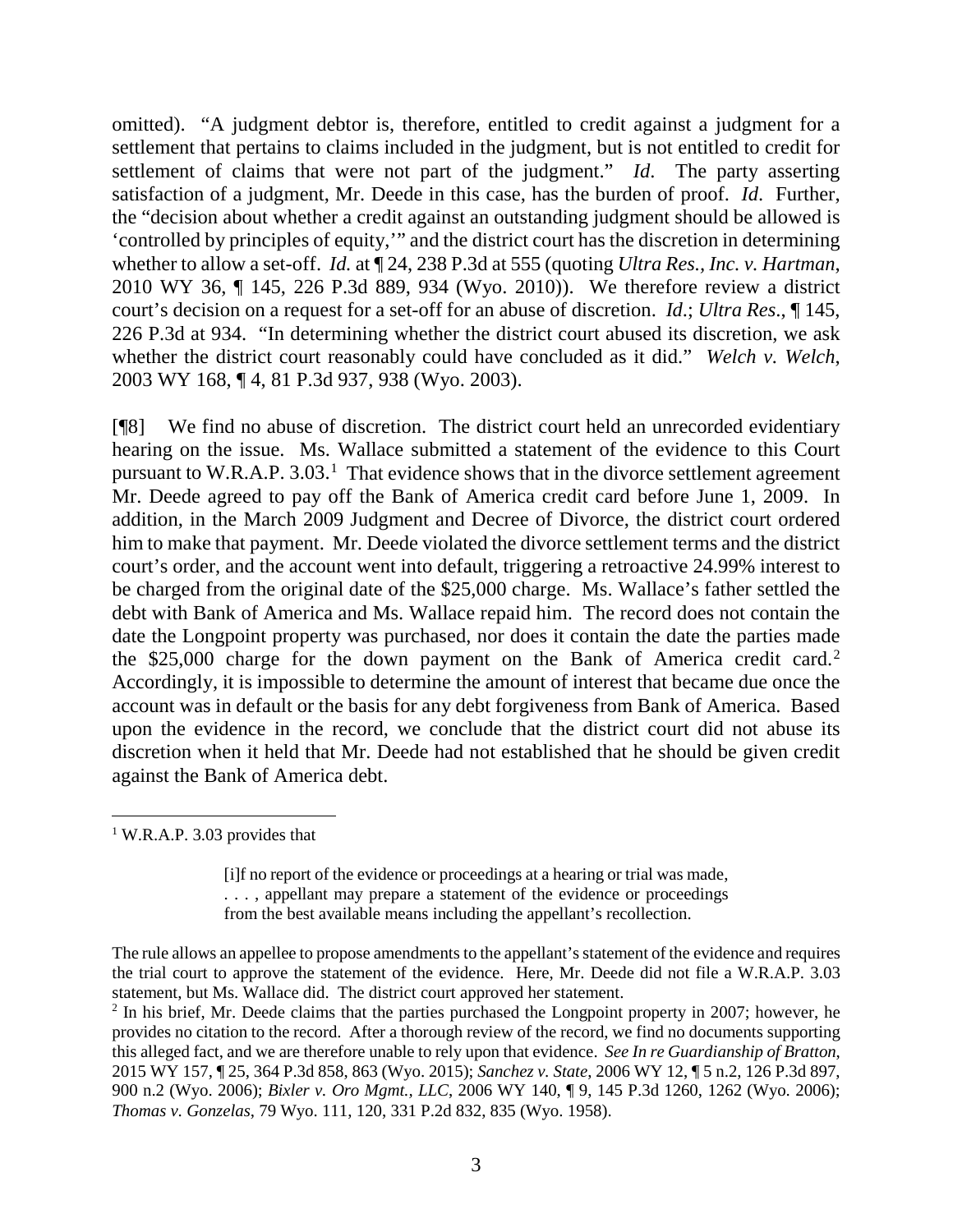omitted). "A judgment debtor is, therefore, entitled to credit against a judgment for a settlement that pertains to claims included in the judgment, but is not entitled to credit for settlement of claims that were not part of the judgment." *Id*. The party asserting satisfaction of a judgment, Mr. Deede in this case, has the burden of proof. *Id*. Further, the "decision about whether a credit against an outstanding judgment should be allowed is 'controlled by principles of equity,'" and the district court has the discretion in determining whether to allow a set-off. *Id.* at ¶ 24, 238 P.3d at 555 (quoting *Ultra Res., Inc. v. Hartman*, 2010 WY 36, ¶ 145, 226 P.3d 889, 934 (Wyo. 2010)). We therefore review a district court's decision on a request for a set-off for an abuse of discretion. *Id*.; *Ultra Res*., ¶ 145, 226 P.3d at 934. "In determining whether the district court abused its discretion, we ask whether the district court reasonably could have concluded as it did." *Welch v. Welch*, 2003 WY 168, ¶ 4, 81 P.3d 937, 938 (Wyo. 2003).

[¶8] We find no abuse of discretion. The district court held an unrecorded evidentiary hearing on the issue. Ms. Wallace submitted a statement of the evidence to this Court pursuant to W.R.A.P. 3.03.[1] That evidence shows that in the divorce settlement agreement Mr. Deede agreed to pay off the Bank of America credit card before June 1, 2009. In addition, in the March 2009 Judgment and Decree of Divorce, the district court ordered him to make that payment. Mr. Deede violated the divorce settlement terms and the district court's order, and the account went into default, triggering a retroactive 24.99% interest to be charged from the original date of the $25,000 charge. Ms. Wallace's father settled the debt with Bank of America and Ms. Wallace repaid him. The record does not contain the date the Longpoint property was purchased, nor does it contain the date the parties made the $25,000 charge for the down payment on the Bank of America credit card.[2] Accordingly, it is impossible to determine the amount of interest that became due once the account was in default or the basis for any debt forgiveness from Bank of America. Based upon the evidence in the record, we conclude that the district court did not abuse its discretion when it held that Mr. Deede had not established that he should be given credit against the Bank of America debt.

---

[1] W.R.A.P. 3.03 provides that

> [i]f no report of the evidence or proceedings at a hearing or trial was made, . . . , appellant may prepare a statement of the evidence or proceedings from the best available means including the appellant's recollection.

The rule allows an appellee to propose amendments to the appellant's statement of the evidence and requires the trial court to approve the statement of the evidence. Here, Mr. Deede did not file a W.R.A.P. 3.03 statement, but Ms. Wallace did. The district court approved her statement.

[2] In his brief, Mr. Deede claims that the parties purchased the Longpoint property in 2007; however, he provides no citation to the record. After a thorough review of the record, we find no documents supporting this alleged fact, and we are therefore unable to rely upon that evidence. *See In re Guardianship of Bratton*, 2015 WY 157, ¶ 25, 364 P.3d 858, 863 (Wyo. 2015); *Sanchez v. State*, 2006 WY 12, ¶ 5 n.2, 126 P.3d 897, 900 n.2 (Wyo. 2006); *Bixler v. Oro Mgmt., LLC*, 2006 WY 140, ¶ 9, 145 P.3d 1260, 1262 (Wyo. 2006); *Thomas v. Gonzelas*, 79 Wyo. 111, 120, 331 P.2d 832, 835 (Wyo. 1958).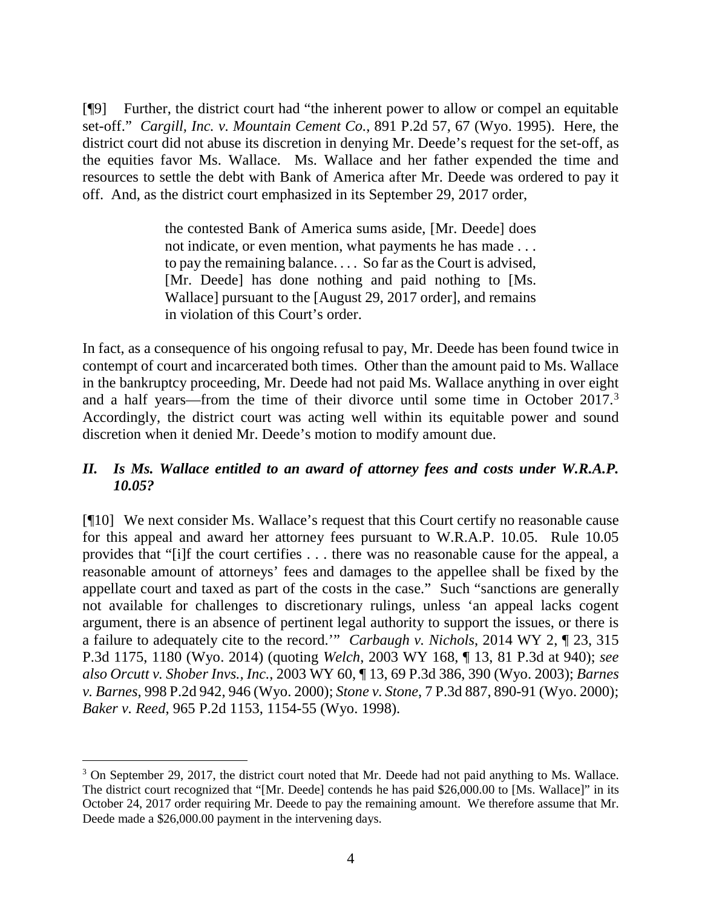[¶9] Further, the district court had "the inherent power to allow or compel an equitable set-off." *Cargill, Inc. v. Mountain Cement Co.*, 891 P.2d 57, 67 (Wyo. 1995). Here, the district court did not abuse its discretion in denying Mr. Deede's request for the set-off, as the equities favor Ms. Wallace. Ms. Wallace and her father expended the time and resources to settle the debt with Bank of America after Mr. Deede was ordered to pay it off. And, as the district court emphasized in its September 29, 2017 order,

> the contested Bank of America sums aside, [Mr. Deede] does not indicate, or even mention, what payments he has made . . . to pay the remaining balance. . . . So far as the Court is advised, [Mr. Deede] has done nothing and paid nothing to [Ms. Wallace] pursuant to the [August 29, 2017 order], and remains in violation of this Court's order.

In fact, as a consequence of his ongoing refusal to pay, Mr. Deede has been found twice in contempt of court and incarcerated both times. Other than the amount paid to Ms. Wallace in the bankruptcy proceeding, Mr. Deede had not paid Ms. Wallace anything in over eight and a half years—from the time of their divorce until some time in October 2017.[3] Accordingly, the district court was acting well within its equitable power and sound discretion when it denied Mr. Deede's motion to modify amount due.

### *II. Is Ms. Wallace entitled to an award of attorney fees and costs under W.R.A.P. 10.05?*

[¶10] We next consider Ms. Wallace's request that this Court certify no reasonable cause for this appeal and award her attorney fees pursuant to W.R.A.P. 10.05. Rule 10.05 provides that "[i]f the court certifies . . . there was no reasonable cause for the appeal, a reasonable amount of attorneys' fees and damages to the appellee shall be fixed by the appellate court and taxed as part of the costs in the case." Such "sanctions are generally not available for challenges to discretionary rulings, unless 'an appeal lacks cogent argument, there is an absence of pertinent legal authority to support the issues, or there is a failure to adequately cite to the record.'" *Carbaugh v. Nichols*, 2014 WY 2, ¶ 23, 315 P.3d 1175, 1180 (Wyo. 2014) (quoting *Welch*, 2003 WY 168, ¶ 13, 81 P.3d at 940); *see also Orcutt v. Shober Invs., Inc.*, 2003 WY 60, ¶ 13, 69 P.3d 386, 390 (Wyo. 2003); *Barnes v. Barnes*, 998 P.2d 942, 946 (Wyo. 2000); *Stone v. Stone*, 7 P.3d 887, 890-91 (Wyo. 2000); *Baker v. Reed*, 965 P.2d 1153, 1154-55 (Wyo. 1998).

---

[3] On September 29, 2017, the district court noted that Mr. Deede had not paid anything to Ms. Wallace. The district court recognized that "[Mr. Deede] contends he has paid $26,000.00 to [Ms. Wallace]" in its October 24, 2017 order requiring Mr. Deede to pay the remaining amount. We therefore assume that Mr. Deede made a $26,000.00 payment in the intervening days.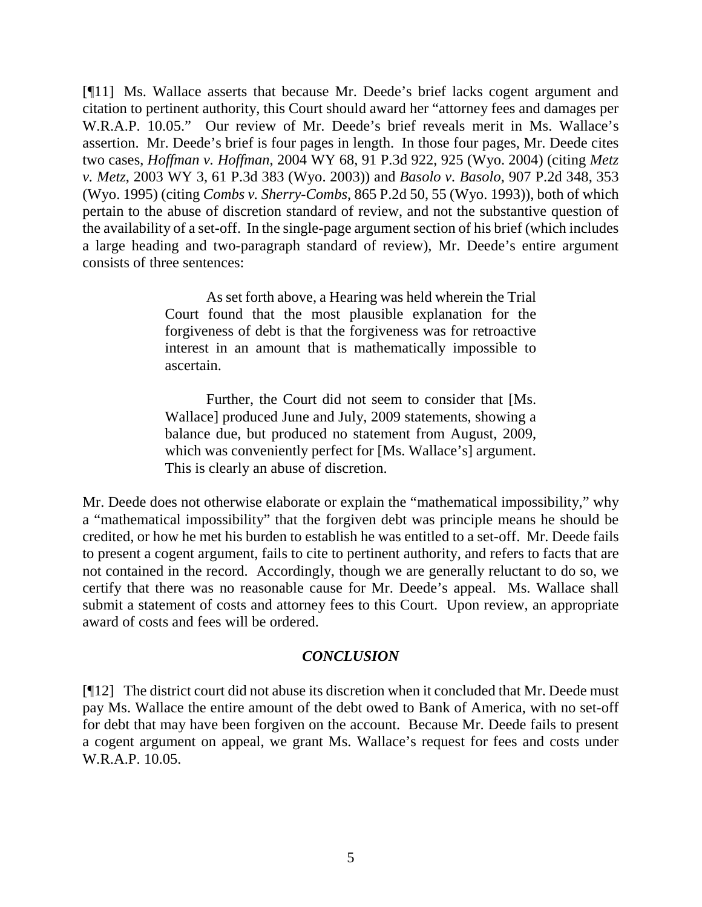[¶11] Ms. Wallace asserts that because Mr. Deede's brief lacks cogent argument and citation to pertinent authority, this Court should award her "attorney fees and damages per W.R.A.P. 10.05." Our review of Mr. Deede's brief reveals merit in Ms. Wallace's assertion. Mr. Deede's brief is four pages in length. In those four pages, Mr. Deede cites two cases, *Hoffman v. Hoffman*, 2004 WY 68, 91 P.3d 922, 925 (Wyo. 2004) (citing *Metz v. Metz*, 2003 WY 3, 61 P.3d 383 (Wyo. 2003)) and *Basolo v. Basolo*, 907 P.2d 348, 353 (Wyo. 1995) (citing *Combs v. Sherry-Combs*, 865 P.2d 50, 55 (Wyo. 1993)), both of which pertain to the abuse of discretion standard of review, and not the substantive question of the availability of a set-off. In the single-page argument section of his brief (which includes a large heading and two-paragraph standard of review), Mr. Deede's entire argument consists of three sentences:

> As set forth above, a Hearing was held wherein the Trial Court found that the most plausible explanation for the forgiveness of debt is that the forgiveness was for retroactive interest in an amount that is mathematically impossible to ascertain.
>
> Further, the Court did not seem to consider that [Ms. Wallace] produced June and July, 2009 statements, showing a balance due, but produced no statement from August, 2009, which was conveniently perfect for [Ms. Wallace's] argument. This is clearly an abuse of discretion.

Mr. Deede does not otherwise elaborate or explain the "mathematical impossibility," why a "mathematical impossibility" that the forgiven debt was principle means he should be credited, or how he met his burden to establish he was entitled to a set-off. Mr. Deede fails to present a cogent argument, fails to cite to pertinent authority, and refers to facts that are not contained in the record. Accordingly, though we are generally reluctant to do so, we certify that there was no reasonable cause for Mr. Deede's appeal. Ms. Wallace shall submit a statement of costs and attorney fees to this Court. Upon review, an appropriate award of costs and fees will be ordered.

## *CONCLUSION*

[¶12] The district court did not abuse its discretion when it concluded that Mr. Deede must pay Ms. Wallace the entire amount of the debt owed to Bank of America, with no set-off for debt that may have been forgiven on the account. Because Mr. Deede fails to present a cogent argument on appeal, we grant Ms. Wallace's request for fees and costs under W.R.A.P. 10.05.